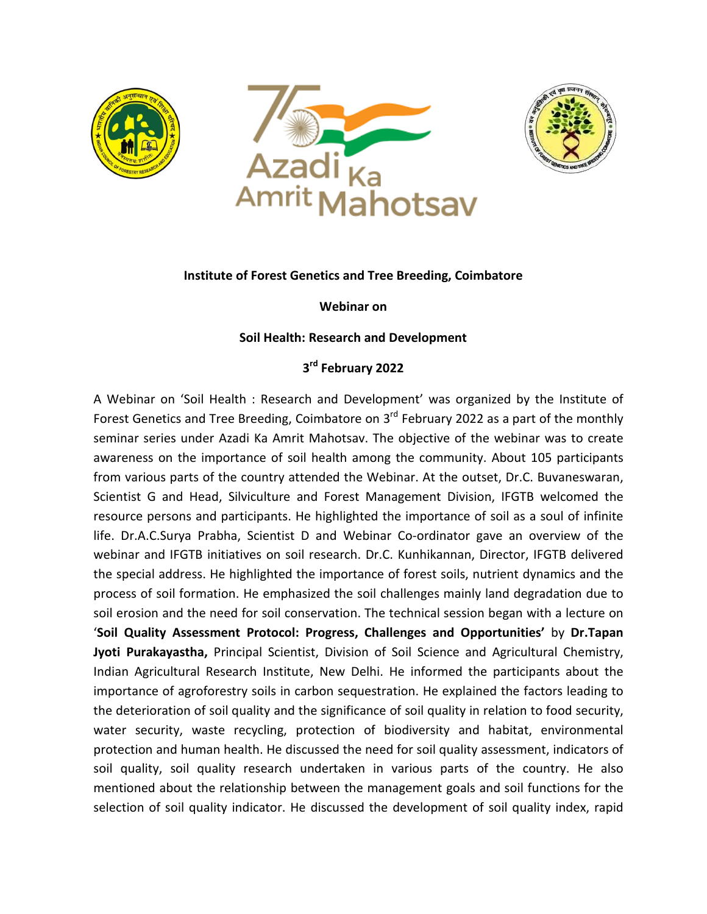**Institute of Forest Genetics and Tree Breeding, Coimbatore**

**Webinar on**

**Soil Health: Research and Development**

**3rd February 2022**

A Webinar on 'Soil Health : Research and Development' was organized by the Institute of Forest Genetics and Tree Breeding, Coimbatore on 3rd February 2022 as a part of the monthly seminar series under Azadi Ka Amrit Mahotsav. The objective of the webinar was to create awareness on the importance of soil health among the community. About 105 participants from various parts of the country attended the Webinar. At the outset, Dr.C. Buvaneswaran, Scientist G and Head, Silviculture and Forest Management Division, IFGTB welcomed the resource persons and participants. He highlighted the importance of soil as a soul of infinite life. Dr.A.C.Surya Prabha, Scientist D and Webinar Co-ordinator gave an overview of the webinar and IFGTB initiatives on soil research. Dr.C. Kunhikannan, Director, IFGTB delivered the special address. He highlighted the importance of forest soils, nutrient dynamics and the process of soil formation. He emphasized the soil challenges mainly land degradation due to soil erosion and the need for soil conservation. The technical session began with a lecture on '**Soil Quality Assessment Protocol: Progress, Challenges and Opportunities'** by **Dr.Tapan Jyoti Purakayastha,** Principal Scientist, Division of Soil Science and Agricultural Chemistry, Indian Agricultural Research Institute, New Delhi. He informed the participants about the importance of agroforestry soils in carbon sequestration. He explained the factors leading to the deterioration of soil quality and the significance of soil quality in relation to food security, water security, waste recycling, protection of biodiversity and habitat, environmental protection and human health. He discussed the need for soil quality assessment, indicators of soil quality, soil quality research undertaken in various parts of the country. He also mentioned about the relationship between the management goals and soil functions for the selection of soil quality indicator. He discussed the development of soil quality index, rapid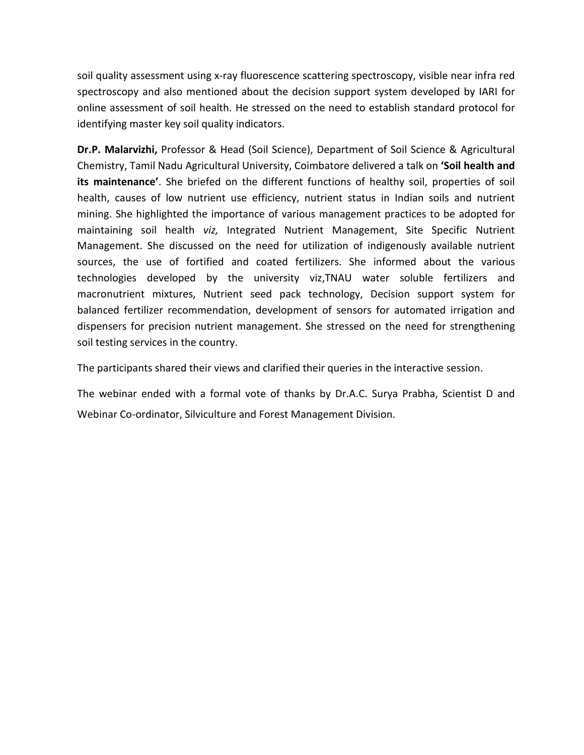soil quality assessment using x-ray fluorescence scattering spectroscopy, visible near infra red spectroscopy and also mentioned about the decision support system developed by IARI for online assessment of soil health. He stressed on the need to establish standard protocol for identifying master key soil quality indicators.

**Dr.P. Malarvizhi,** Professor & Head (Soil Science), Department of Soil Science & Agricultural Chemistry, Tamil Nadu Agricultural University, Coimbatore delivered a talk on **'Soil health and its maintenance'**. She briefed on the different functions of healthy soil, properties of soil health, causes of low nutrient use efficiency, nutrient status in Indian soils and nutrient mining. She highlighted the importance of various management practices to be adopted for maintaining soil health *viz,* Integrated Nutrient Management, Site Specific Nutrient Management. She discussed on the need for utilization of indigenously available nutrient sources, the use of fortified and coated fertilizers. She informed about the various technologies developed by the university viz,TNAU water soluble fertilizers and macronutrient mixtures, Nutrient seed pack technology, Decision support system for balanced fertilizer recommendation, development of sensors for automated irrigation and dispensers for precision nutrient management. She stressed on the need for strengthening soil testing services in the country.

The participants shared their views and clarified their queries in the interactive session.

The webinar ended with a formal vote of thanks by Dr.A.C. Surya Prabha, Scientist D and Webinar Co-ordinator, Silviculture and Forest Management Division.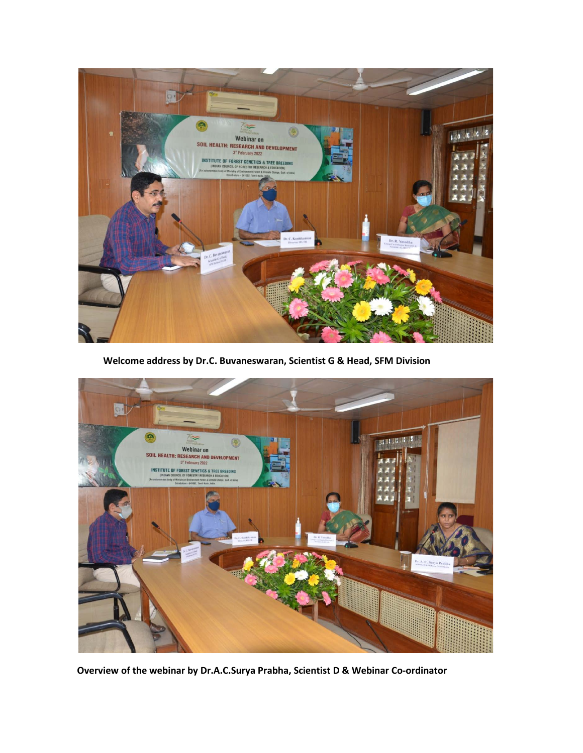**Welcome address by Dr.C. Buvaneswaran, Scientist G & Head, SFM Division**

**Overview of the webinar by Dr.A.C.Surya Prabha, Scientist D & Webinar Co-ordinator**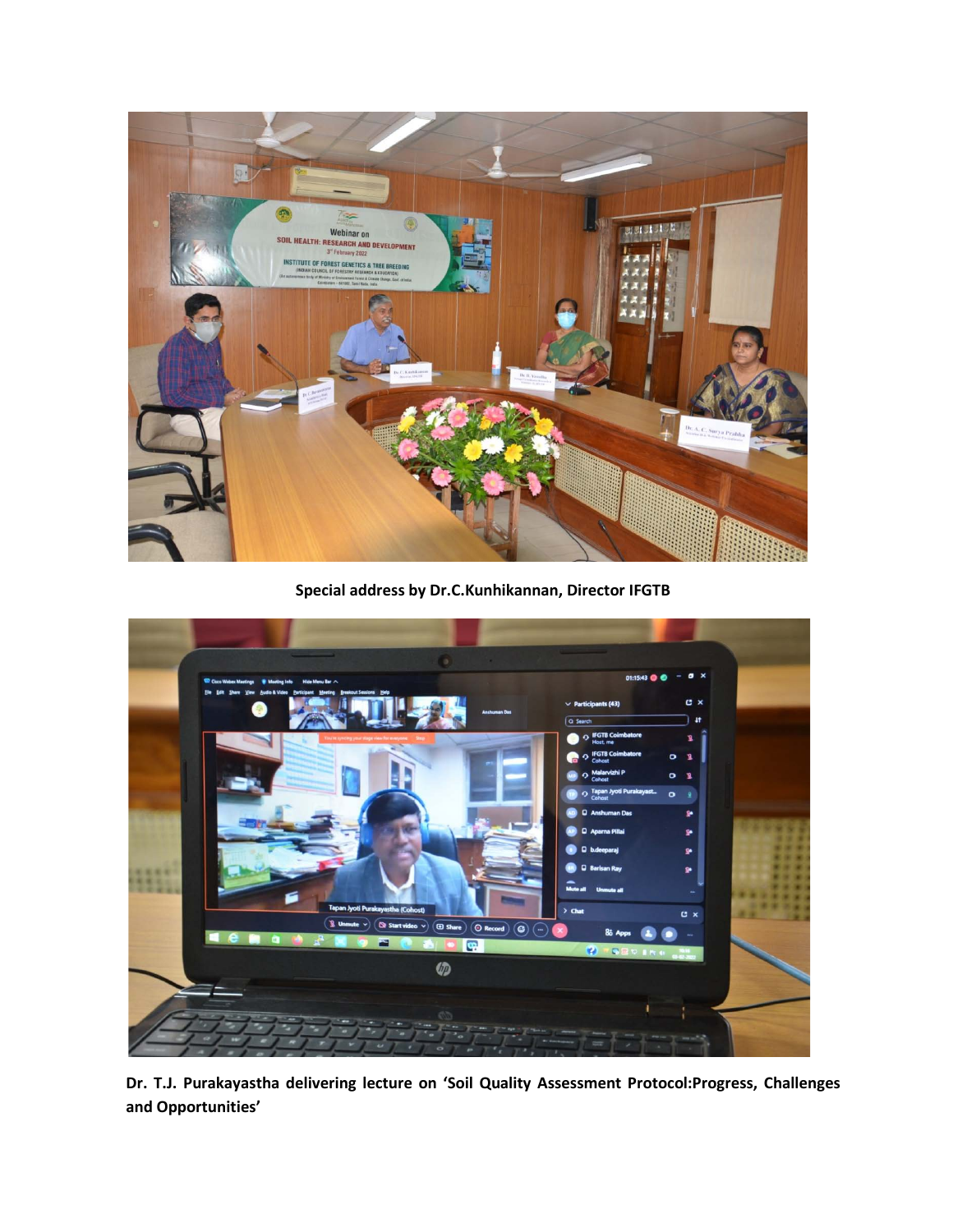**Special address by Dr.C.Kunhikannan, Director IFGTB**

**Dr. T.J. Purakayastha delivering lecture on 'Soil Quality Assessment Protocol:Progress, Challenges and Opportunities'**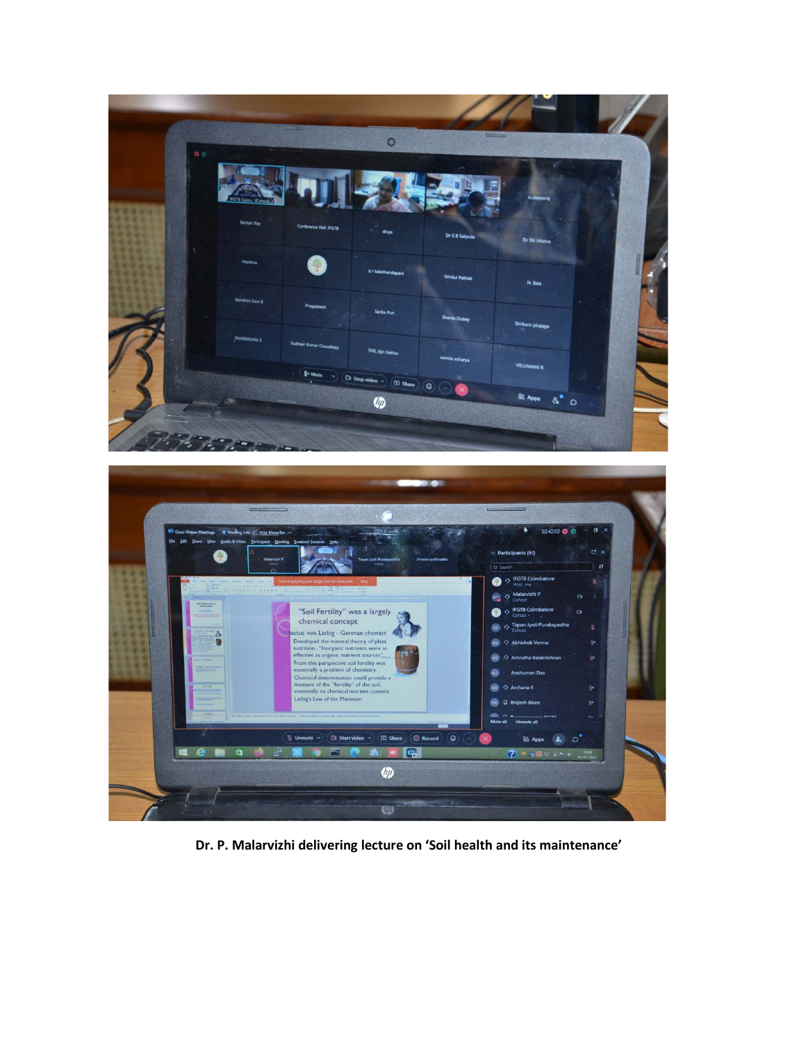**Dr. P. Malarvizhi delivering lecture on 'Soil health and its maintenance'**